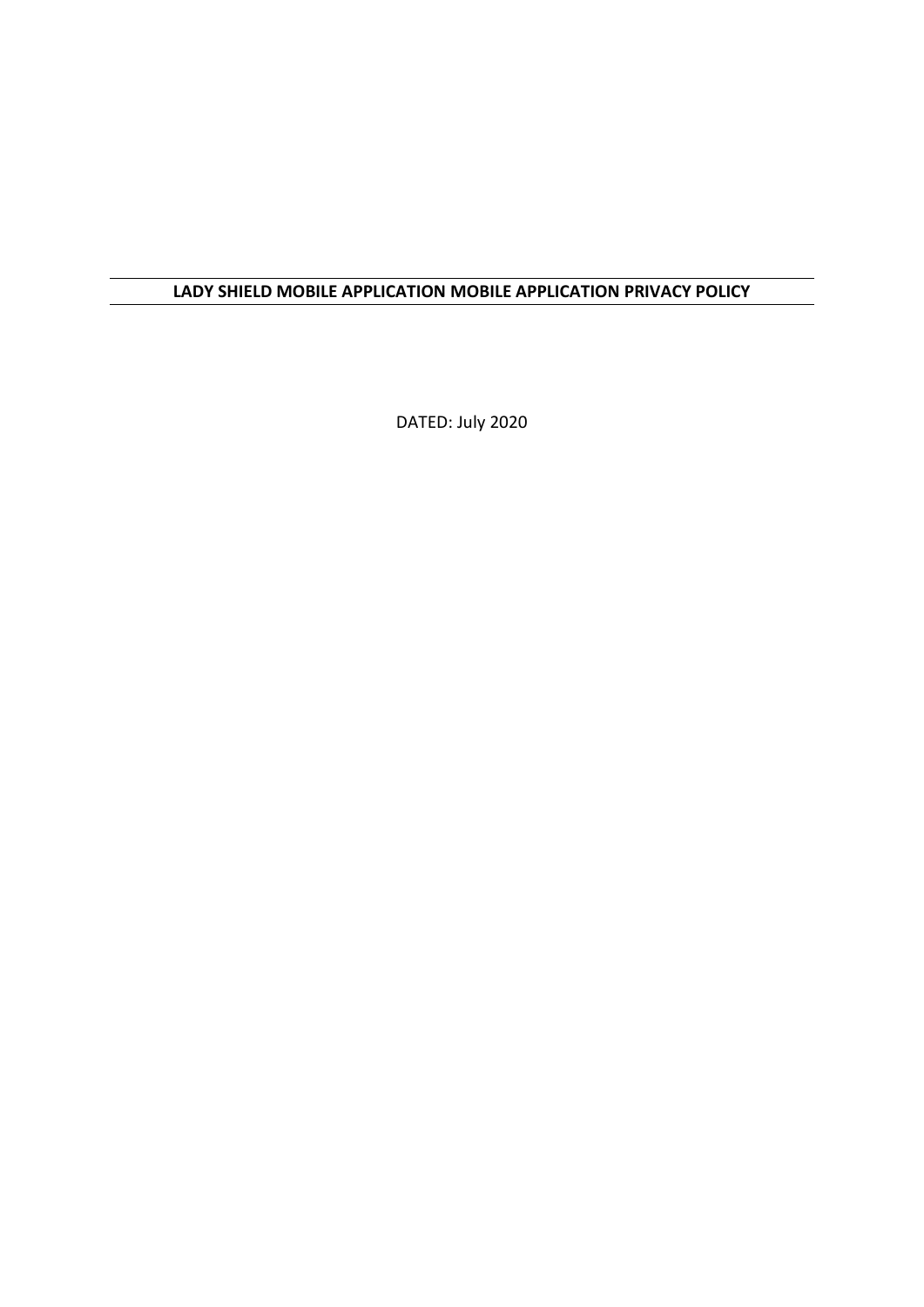# LADY SHIELD MOBILE APPLICATION MOBILE APPLICATION PRIVACY POLICY

DATED: July 2020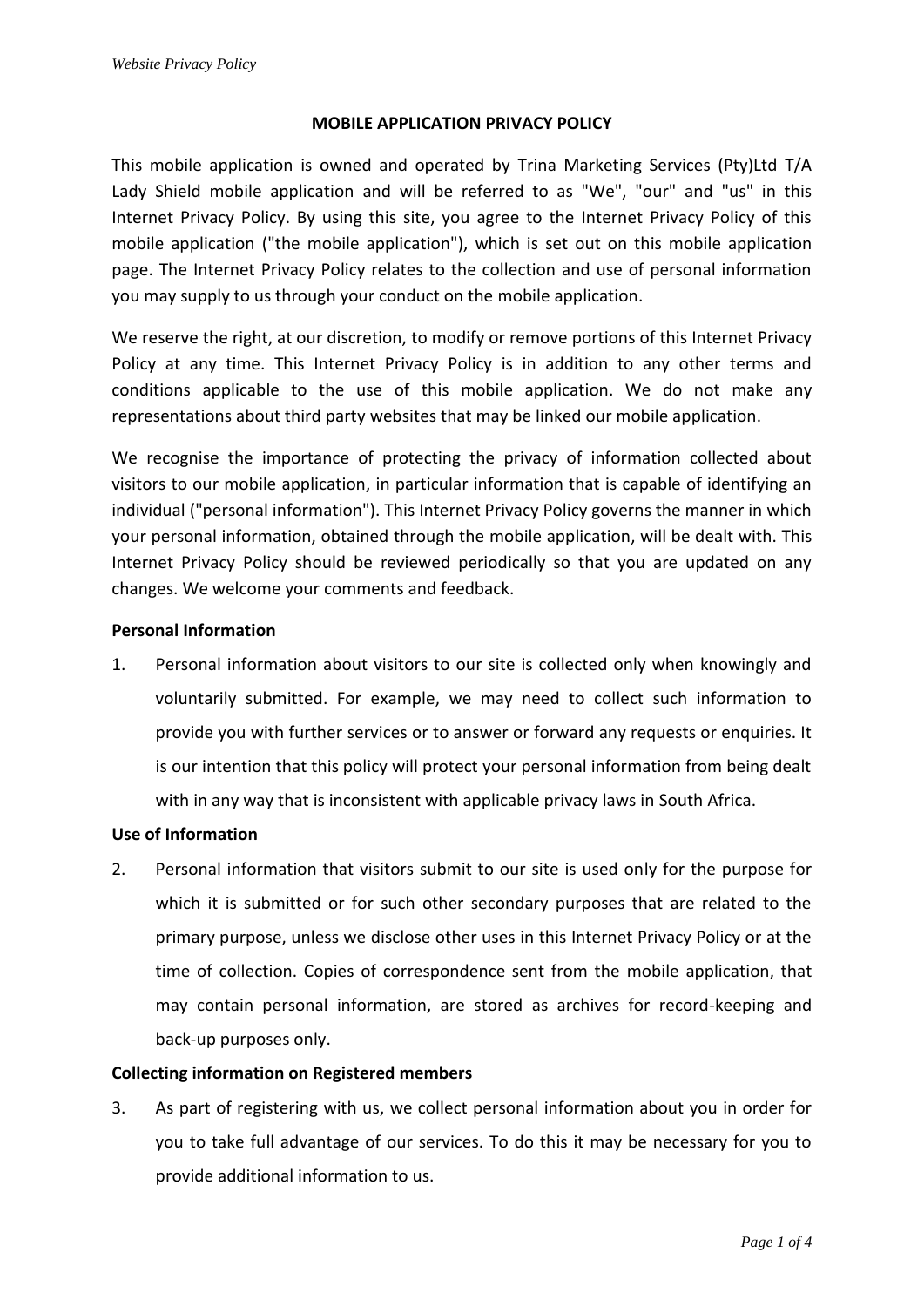## MOBILE APPLICATION PRIVACY POLICY

This mobile application is owned and operated by Trina Marketing Services (Pty)Ltd T/A Lady Shield mobile application and will be referred to as "We", "our" and "us" in this Internet Privacy Policy. By using this site, you agree to the Internet Privacy Policy of this mobile application ("the mobile application"), which is set out on this mobile application page. The Internet Privacy Policy relates to the collection and use of personal information you may supply to us through your conduct on the mobile application.

We reserve the right, at our discretion, to modify or remove portions of this Internet Privacy Policy at any time. This Internet Privacy Policy is in addition to any other terms and conditions applicable to the use of this mobile application. We do not make any representations about third party websites that may be linked our mobile application.

We recognise the importance of protecting the privacy of information collected about visitors to our mobile application, in particular information that is capable of identifying an individual ("personal information"). This Internet Privacy Policy governs the manner in which your personal information, obtained through the mobile application, will be dealt with. This Internet Privacy Policy should be reviewed periodically so that you are updated on any changes. We welcome your comments and feedback.

**Personal Information**

1. Personal information about visitors to our site is collected only when knowingly and voluntarily submitted. For example, we may need to collect such information to provide you with further services or to answer or forward any requests or enquiries. It is our intention that this policy will protect your personal information from being dealt with in any way that is inconsistent with applicable privacy laws in South Africa.

**Use of Information**

2. Personal information that visitors submit to our site is used only for the purpose for which it is submitted or for such other secondary purposes that are related to the primary purpose, unless we disclose other uses in this Internet Privacy Policy or at the time of collection. Copies of correspondence sent from the mobile application, that may contain personal information, are stored as archives for record-keeping and back-up purposes only.

**Collecting information on Registered members**

3. As part of registering with us, we collect personal information about you in order for you to take full advantage of our services. To do this it may be necessary for you to provide additional information to us.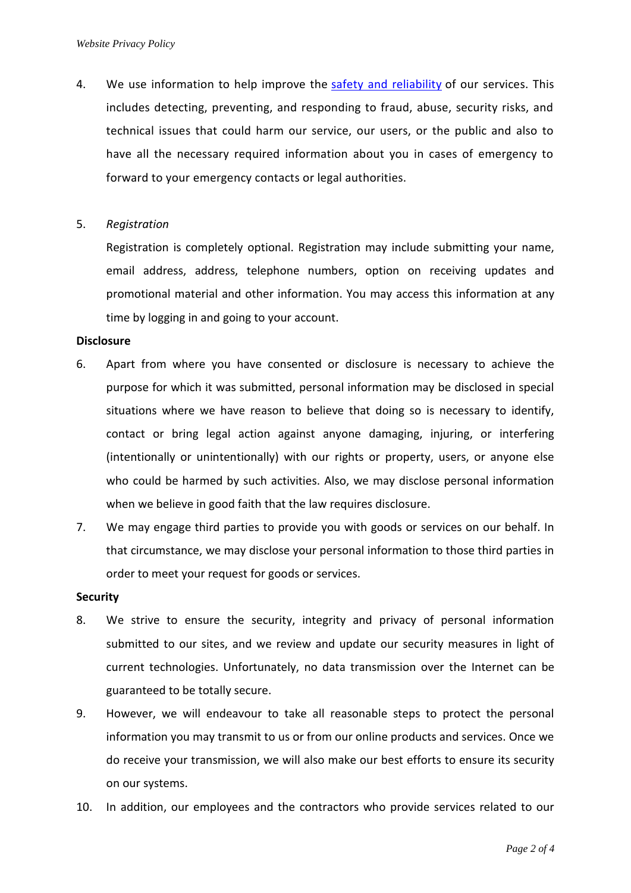4. We use information to help improve the [safety and reliability]() of our services. This includes detecting, preventing, and responding to fraud, abuse, security risks, and technical issues that could harm our service, our users, or the public and also to have all the necessary required information about you in cases of emergency to forward to your emergency contacts or legal authorities.

5. *Registration*

   Registration is completely optional. Registration may include submitting your name, email address, address, telephone numbers, option on receiving updates and promotional material and other information. You may access this information at any time by logging in and going to your account.

**Disclosure**

6. Apart from where you have consented or disclosure is necessary to achieve the purpose for which it was submitted, personal information may be disclosed in special situations where we have reason to believe that doing so is necessary to identify, contact or bring legal action against anyone damaging, injuring, or interfering (intentionally or unintentionally) with our rights or property, users, or anyone else who could be harmed by such activities. Also, we may disclose personal information when we believe in good faith that the law requires disclosure.

7. We may engage third parties to provide you with goods or services on our behalf. In that circumstance, we may disclose your personal information to those third parties in order to meet your request for goods or services.

**Security**

8. We strive to ensure the security, integrity and privacy of personal information submitted to our sites, and we review and update our security measures in light of current technologies. Unfortunately, no data transmission over the Internet can be guaranteed to be totally secure.

9. However, we will endeavour to take all reasonable steps to protect the personal information you may transmit to us or from our online products and services. Once we do receive your transmission, we will also make our best efforts to ensure its security on our systems.

10. In addition, our employees and the contractors who provide services related to our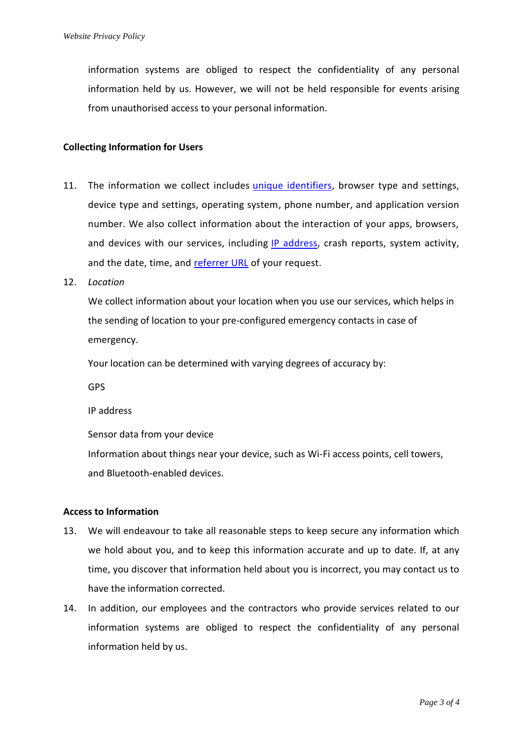information systems are obliged to respect the confidentiality of any personal information held by us. However, we will not be held responsible for events arising from unauthorised access to your personal information.

**Collecting Information for Users**

11. The information we collect includes unique identifiers, browser type and settings, device type and settings, operating system, phone number, and application version number. We also collect information about the interaction of your apps, browsers, and devices with our services, including IP address, crash reports, system activity, and the date, time, and referrer URL of your request.
12. *Location*

    We collect information about your location when you use our services, which helps in the sending of location to your pre-configured emergency contacts in case of emergency.

    Your location can be determined with varying degrees of accuracy by:

    GPS

    IP address

    Sensor data from your device

    Information about things near your device, such as Wi-Fi access points, cell towers, and Bluetooth-enabled devices.

**Access to Information**

13. We will endeavour to take all reasonable steps to keep secure any information which we hold about you, and to keep this information accurate and up to date. If, at any time, you discover that information held about you is incorrect, you may contact us to have the information corrected.
14. In addition, our employees and the contractors who provide services related to our information systems are obliged to respect the confidentiality of any personal information held by us.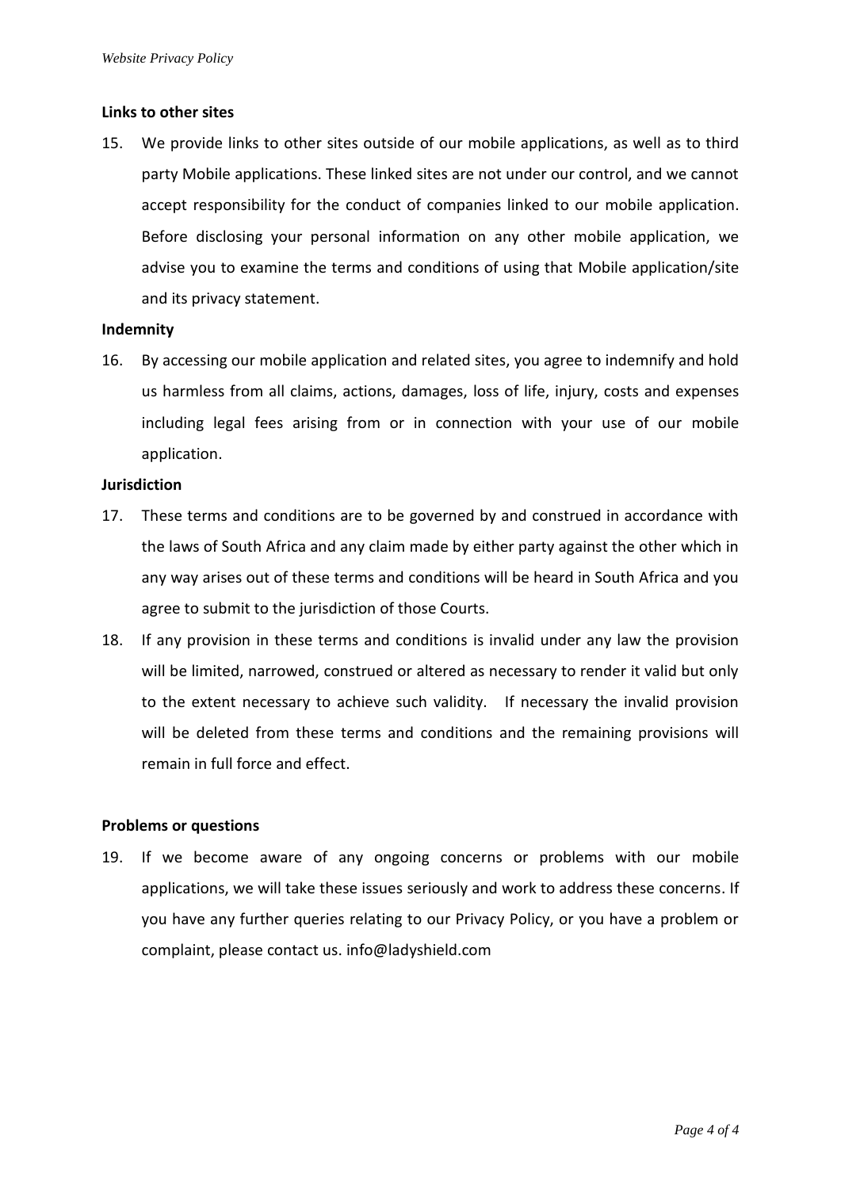**Links to other sites**

15. We provide links to other sites outside of our mobile applications, as well as to third party Mobile applications. These linked sites are not under our control, and we cannot accept responsibility for the conduct of companies linked to our mobile application. Before disclosing your personal information on any other mobile application, we advise you to examine the terms and conditions of using that Mobile application/site and its privacy statement.

**Indemnity**

16. By accessing our mobile application and related sites, you agree to indemnify and hold us harmless from all claims, actions, damages, loss of life, injury, costs and expenses including legal fees arising from or in connection with your use of our mobile application.

**Jurisdiction**

17. These terms and conditions are to be governed by and construed in accordance with the laws of South Africa and any claim made by either party against the other which in any way arises out of these terms and conditions will be heard in South Africa and you agree to submit to the jurisdiction of those Courts.

18. If any provision in these terms and conditions is invalid under any law the provision will be limited, narrowed, construed or altered as necessary to render it valid but only to the extent necessary to achieve such validity. If necessary the invalid provision will be deleted from these terms and conditions and the remaining provisions will remain in full force and effect.

**Problems or questions**

19. If we become aware of any ongoing concerns or problems with our mobile applications, we will take these issues seriously and work to address these concerns. If you have any further queries relating to our Privacy Policy, or you have a problem or complaint, please contact us. info@ladyshield.com